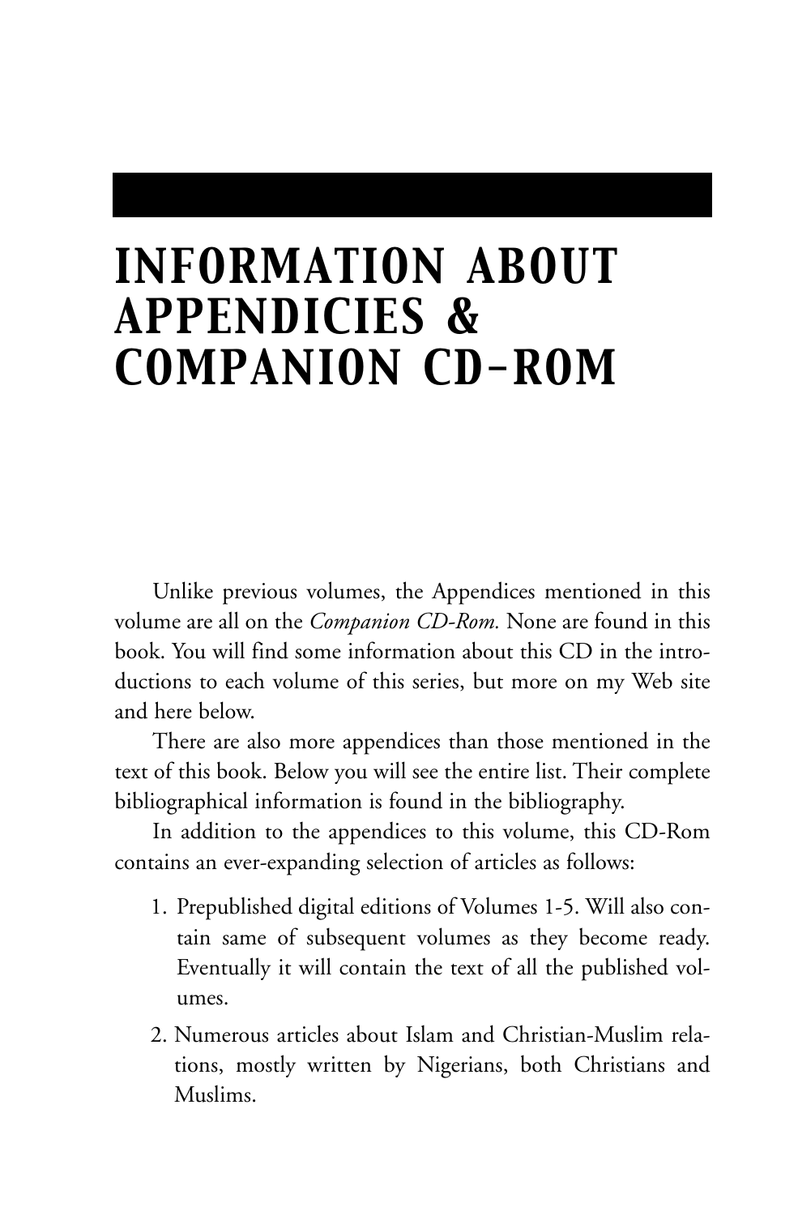# INFORMATION ABOUT APPENDICIES & COMPANION CD-ROM

Unlike previous volumes, the Appendices mentioned in this volume are all on the *Companion CD-Rom.* None are found in this book. You will find some information about this CD in the introductions to each volume of this series, but more on my Web site and here below.

There are also more appendices than those mentioned in the text of this book. Below you will see the entire list. Their complete bibliographical information is found in the bibliography.

In addition to the appendices to this volume, this CD-Rom contains an ever-expanding selection of articles as follows:

1. Prepublished digital editions of Volumes 1-5. Will also contain same of subsequent volumes as they become ready. Eventually it will contain the text of all the published volumes.
2. Numerous articles about Islam and Christian-Muslim relations, mostly written by Nigerians, both Christians and Muslims.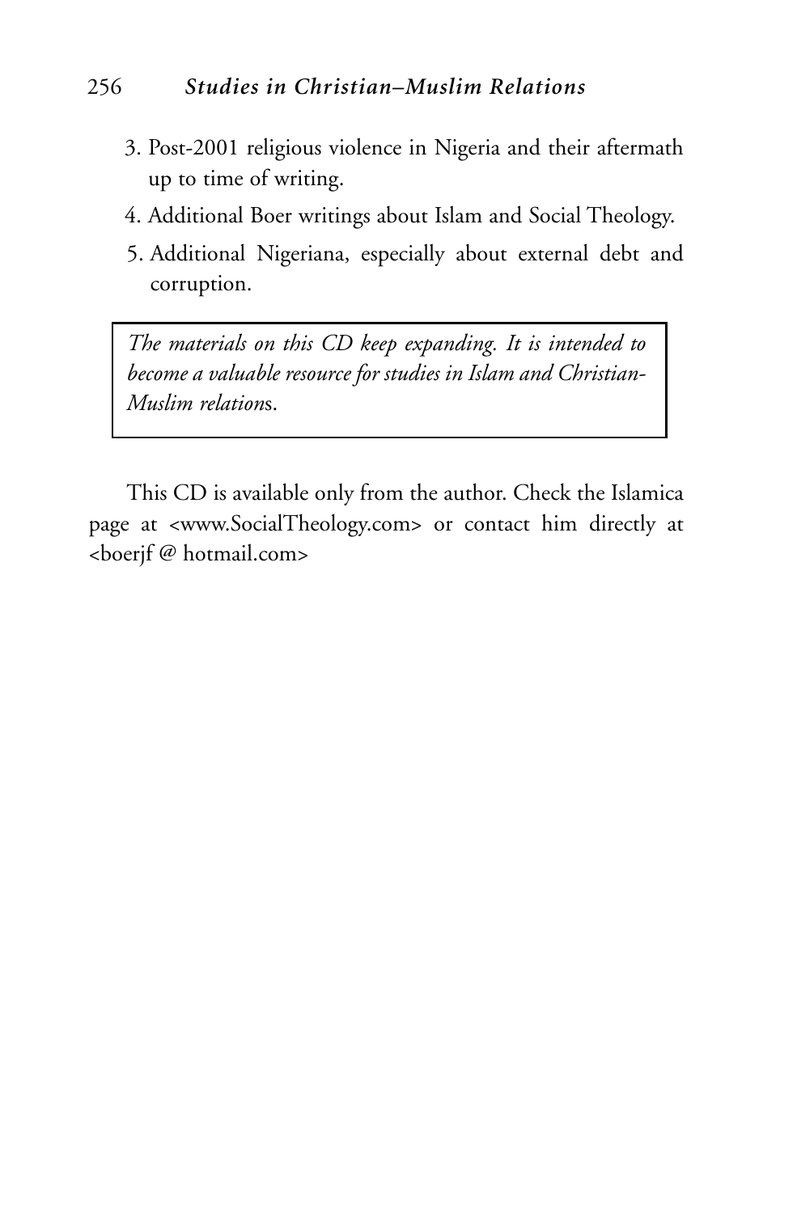3. Post-2001 religious violence in Nigeria and their aftermath up to time of writing.
4. Additional Boer writings about Islam and Social Theology.
5. Additional Nigeriana, especially about external debt and corruption.

> *The materials on this CD keep expanding. It is intended to become a valuable resource for studies in Islam and Christian-Muslim relation*s.

This CD is available only from the author. Check the Islamica page at <www.SocialTheology.com> or contact him directly at <boerjf @ hotmail.com>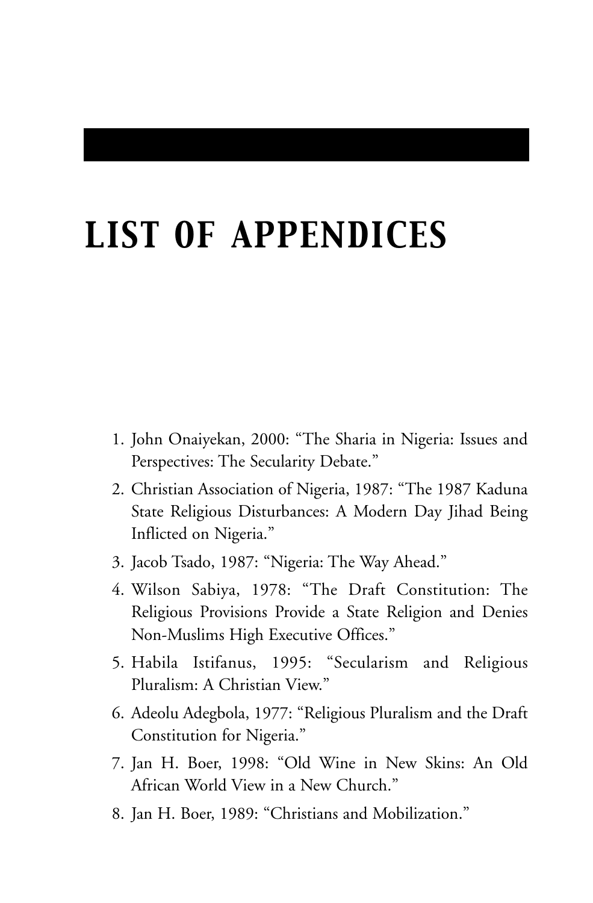# LIST OF APPENDICES

1. John Onaiyekan, 2000: "The Sharia in Nigeria: Issues and Perspectives: The Secularity Debate."
2. Christian Association of Nigeria, 1987: "The 1987 Kaduna State Religious Disturbances: A Modern Day Jihad Being Inflicted on Nigeria."
3. Jacob Tsado, 1987: "Nigeria: The Way Ahead."
4. Wilson Sabiya, 1978: "The Draft Constitution: The Religious Provisions Provide a State Religion and Denies Non-Muslims High Executive Offices."
5. Habila Istifanus, 1995: "Secularism and Religious Pluralism: A Christian View."
6. Adeolu Adegbola, 1977: "Religious Pluralism and the Draft Constitution for Nigeria."
7. Jan H. Boer, 1998: "Old Wine in New Skins: An Old African World View in a New Church."
8. Jan H. Boer, 1989: "Christians and Mobilization."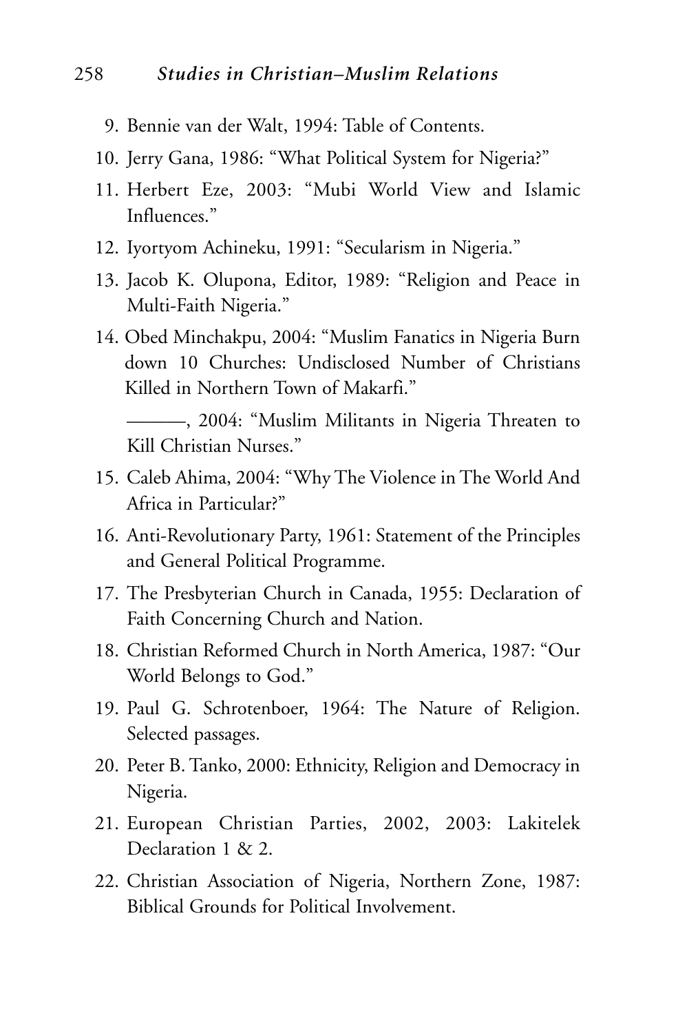9. Bennie van der Walt, 1994: Table of Contents.
10. Jerry Gana, 1986: "What Political System for Nigeria?"
11. Herbert Eze, 2003: "Mubi World View and Islamic Influences."
12. Iyortyom Achineku, 1991: "Secularism in Nigeria."
13. Jacob K. Olupona, Editor, 1989: "Religion and Peace in Multi-Faith Nigeria."
14. Obed Minchakpu, 2004: "Muslim Fanatics in Nigeria Burn down 10 Churches: Undisclosed Number of Christians Killed in Northern Town of Makarfi."

    ———, 2004: "Muslim Militants in Nigeria Threaten to Kill Christian Nurses."
15. Caleb Ahima, 2004: "Why The Violence in The World And Africa in Particular?"
16. Anti-Revolutionary Party, 1961: Statement of the Principles and General Political Programme.
17. The Presbyterian Church in Canada, 1955: Declaration of Faith Concerning Church and Nation.
18. Christian Reformed Church in North America, 1987: "Our World Belongs to God."
19. Paul G. Schrotenboer, 1964: The Nature of Religion. Selected passages.
20. Peter B. Tanko, 2000: Ethnicity, Religion and Democracy in Nigeria.
21. European Christian Parties, 2002, 2003: Lakitelek Declaration 1 & 2.
22. Christian Association of Nigeria, Northern Zone, 1987: Biblical Grounds for Political Involvement.